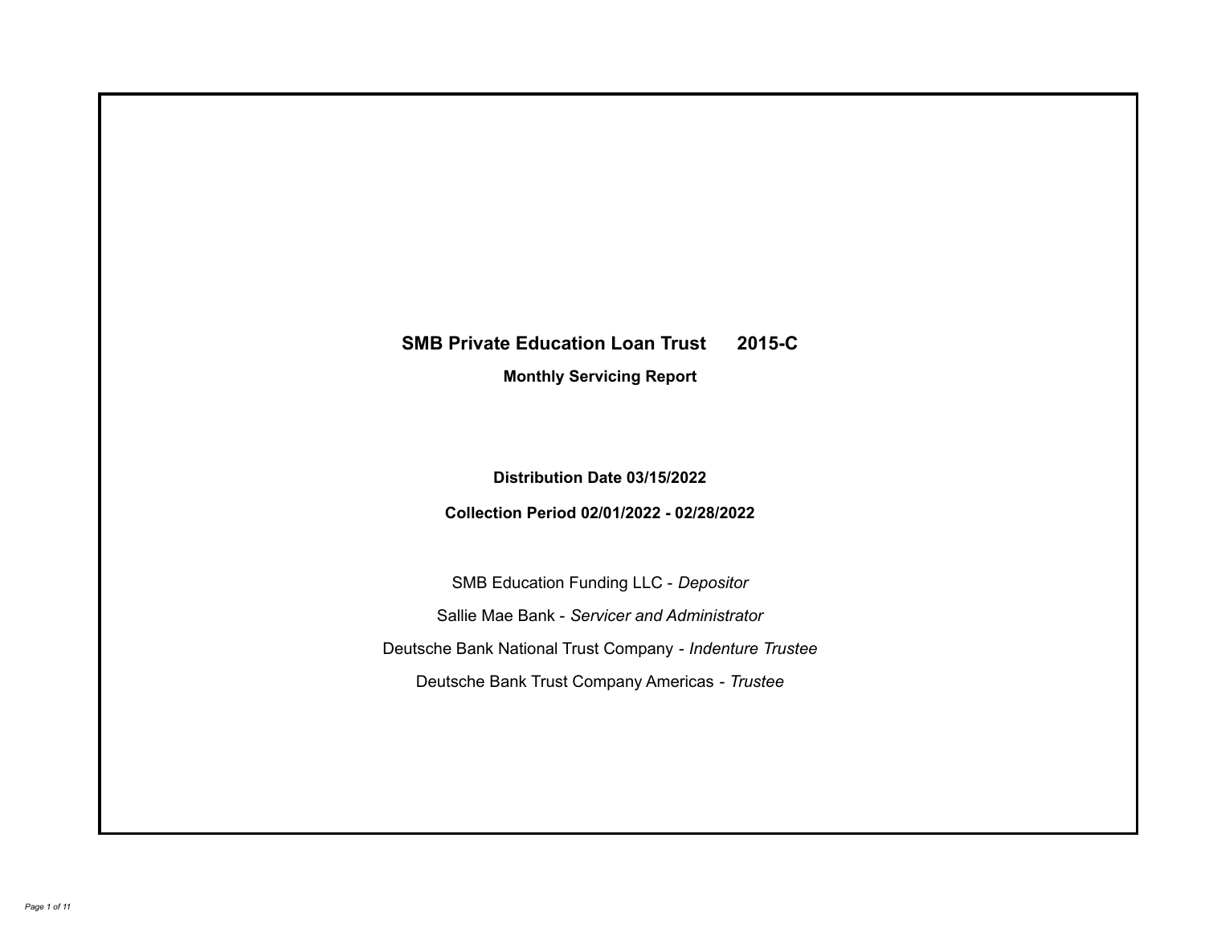# SMB Private Education Loan Trust 2015-C

## Monthly Servicing Report

**Distribution Date 03/15/2022**

**Collection Period 02/01/2022 - 02/28/2022**

SMB Education Funding LLC - *Depositor*

Sallie Mae Bank - *Servicer and Administrator*

Deutsche Bank National Trust Company - *Indenture Trustee*

Deutsche Bank Trust Company Americas - *Trustee*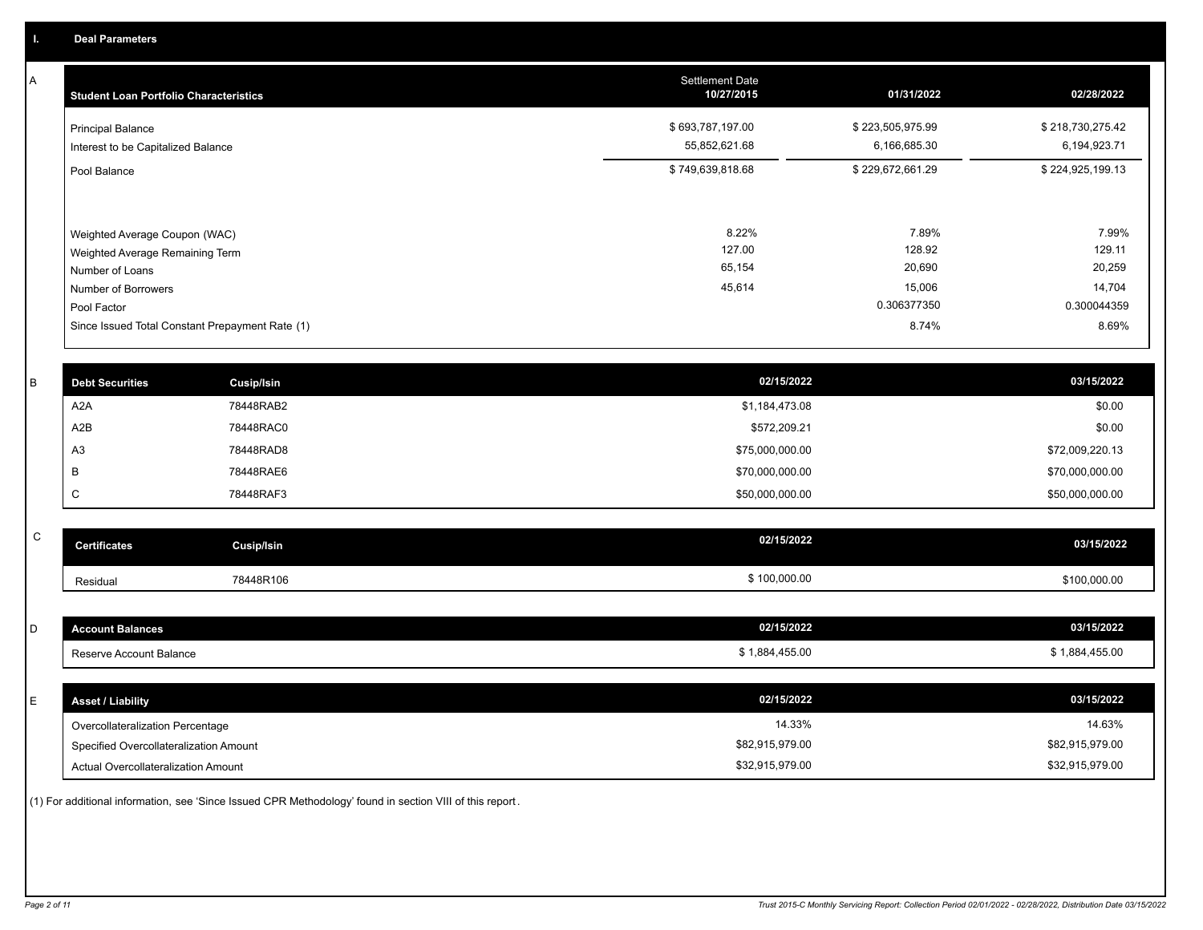## I. Deal Parameters

### A

| Student Loan Portfolio Characteristics | Settlement Date 10/27/2015 | 01/31/2022 | 02/28/2022 |
|---|---|---|---|
| Principal Balance | $ 693,787,197.00 | $ 223,505,975.99 | $ 218,730,275.42 |
| Interest to be Capitalized Balance | 55,852,621.68 | 6,166,685.30 | 6,194,923.71 |
| Pool Balance | $ 749,639,818.68 | $ 229,672,661.29 | $ 224,925,199.13 |
| Weighted Average Coupon (WAC) | 8.22% | 7.89% | 7.99% |
| Weighted Average Remaining Term | 127.00 | 128.92 | 129.11 |
| Number of Loans | 65,154 | 20,690 | 20,259 |
| Number of Borrowers | 45,614 | 15,006 | 14,704 |
| Pool Factor | | 0.306377350 | 0.300044359 |
| Since Issued Total Constant Prepayment Rate (1) | | 8.74% | 8.69% |

### B

| Debt Securities | Cusip/Isin | 02/15/2022 | 03/15/2022 |
|---|---|---|---|
| A2A | 78448RAB2 | $1,184,473.08 | $0.00 |
| A2B | 78448RAC0 | $572,209.21 | $0.00 |
| A3 | 78448RAD8 | $75,000,000.00 | $72,009,220.13 |
| B | 78448RAE6 | $70,000,000.00 | $70,000,000.00 |
| C | 78448RAF3 | $50,000,000.00 | $50,000,000.00 |

### C

| Certificates | Cusip/Isin | 02/15/2022 | 03/15/2022 |
|---|---|---|---|
| Residual | 78448R106 | $ 100,000.00 | $100,000.00 |

### D

| Account Balances | 02/15/2022 | 03/15/2022 |
|---|---|---|
| Reserve Account Balance | $ 1,884,455.00 | $ 1,884,455.00 |

### E

| Asset / Liability | 02/15/2022 | 03/15/2022 |
|---|---|---|
| Overcollateralization Percentage | 14.33% | 14.63% |
| Specified Overcollateralization Amount | $82,915,979.00 | $82,915,979.00 |
| Actual Overcollateralization Amount | $32,915,979.00 | $32,915,979.00 |

(1) For additional information, see 'Since Issued CPR Methodology' found in section VIII of this report.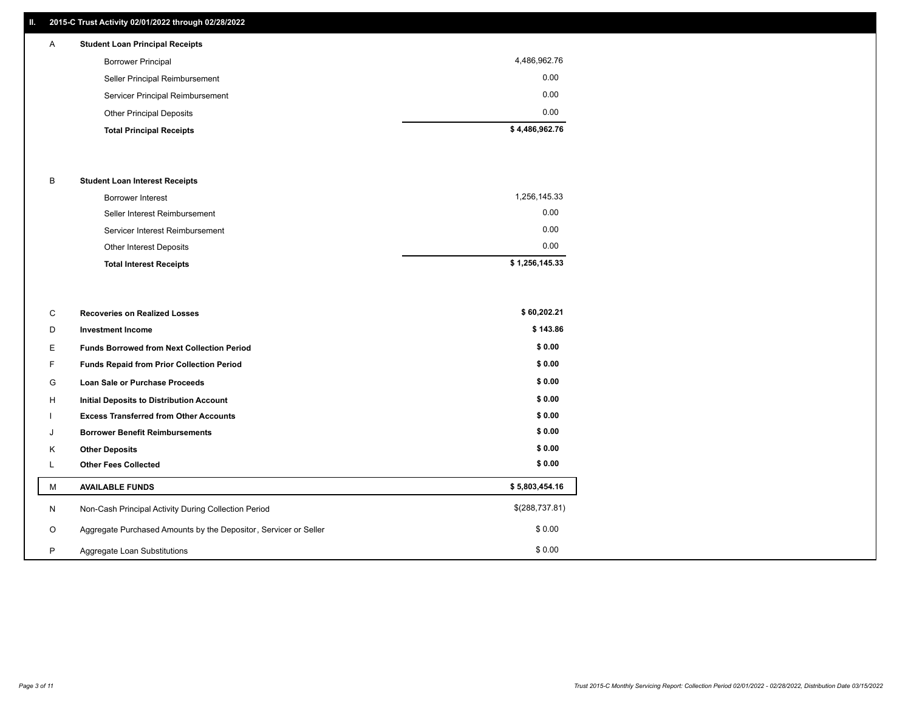## II. 2015-C Trust Activity 02/01/2022 through 02/28/2022

| | | |
|---|---|---|
| A | **Student Loan Principal Receipts** | |
| | Borrower Principal | 4,486,962.76 |
| | Seller Principal Reimbursement | 0.00 |
| | Servicer Principal Reimbursement | 0.00 |
| | Other Principal Deposits | 0.00 |
| | **Total Principal Receipts** | **$ 4,486,962.76** |
| B | **Student Loan Interest Receipts** | |
| | Borrower Interest | 1,256,145.33 |
| | Seller Interest Reimbursement | 0.00 |
| | Servicer Interest Reimbursement | 0.00 |
| | Other Interest Deposits | 0.00 |
| | **Total Interest Receipts** | **$ 1,256,145.33** |
| C | **Recoveries on Realized Losses** | **$ 60,202.21** |
| D | **Investment Income** | **$ 143.86** |
| E | **Funds Borrowed from Next Collection Period** | **$ 0.00** |
| F | **Funds Repaid from Prior Collection Period** | **$ 0.00** |
| G | **Loan Sale or Purchase Proceeds** | **$ 0.00** |
| H | **Initial Deposits to Distribution Account** | **$ 0.00** |
| I | **Excess Transferred from Other Accounts** | **$ 0.00** |
| J | **Borrower Benefit Reimbursements** | **$ 0.00** |
| K | **Other Deposits** | **$ 0.00** |
| L | **Other Fees Collected** | **$ 0.00** |
| M | **AVAILABLE FUNDS** | **$ 5,803,454.16** |
| N | Non-Cash Principal Activity During Collection Period | $(288,737.81) |
| O | Aggregate Purchased Amounts by the Depositor, Servicer or Seller | $ 0.00 |
| P | Aggregate Loan Substitutions | $ 0.00 |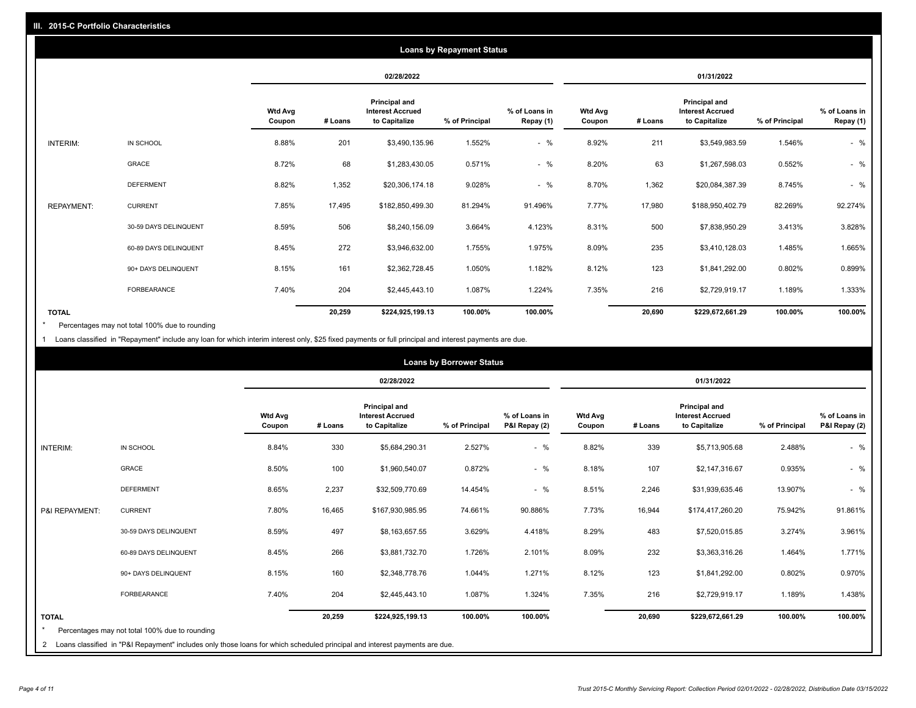## III. 2015-C Portfolio Characteristics

### Loans by Repayment Status

| | | 02/28/2022 | | | | | 01/31/2022 | | | | |
|---|---|---|---|---|---|---|---|---|---|---|---|
| | | Wtd Avg Coupon | # Loans | Principal and Interest Accrued to Capitalize | % of Principal | % of Loans in Repay (1) | Wtd Avg Coupon | # Loans | Principal and Interest Accrued to Capitalize | % of Principal | % of Loans in Repay (1) |
| INTERIM: | IN SCHOOL | 8.88% | 201 | $3,490,135.96 | 1.552% | - % | 8.92% | 211 | $3,549,983.59 | 1.546% | - % |
| | GRACE | 8.72% | 68 | $1,283,430.05 | 0.571% | - % | 8.20% | 63 | $1,267,598.03 | 0.552% | - % |
| | DEFERMENT | 8.82% | 1,352 | $20,306,174.18 | 9.028% | - % | 8.70% | 1,362 | $20,084,387.39 | 8.745% | - % |
| REPAYMENT: | CURRENT | 7.85% | 17,495 | $182,850,499.30 | 81.294% | 91.496% | 7.77% | 17,980 | $188,950,402.79 | 82.269% | 92.274% |
| | 30-59 DAYS DELINQUENT | 8.59% | 506 | $8,240,156.09 | 3.664% | 4.123% | 8.31% | 500 | $7,838,950.29 | 3.413% | 3.828% |
| | 60-89 DAYS DELINQUENT | 8.45% | 272 | $3,946,632.00 | 1.755% | 1.975% | 8.09% | 235 | $3,410,128.03 | 1.485% | 1.665% |
| | 90+ DAYS DELINQUENT | 8.15% | 161 | $2,362,728.45 | 1.050% | 1.182% | 8.12% | 123 | $1,841,292.00 | 0.802% | 0.899% |
| | FORBEARANCE | 7.40% | 204 | $2,445,443.10 | 1.087% | 1.224% | 7.35% | 216 | $2,729,919.17 | 1.189% | 1.333% |
| **TOTAL** | | | **20,259** | **$224,925,199.13** | **100.00%** | **100.00%** | | **20,690** | **$229,672,661.29** | **100.00%** | **100.00%** |

\* Percentages may not total 100% due to rounding

1 Loans classified in "Repayment" include any loan for which interim interest only, $25 fixed payments or full principal and interest payments are due.

### Loans by Borrower Status

| | | 02/28/2022 | | | | | 01/31/2022 | | | | |
|---|---|---|---|---|---|---|---|---|---|---|---|
| | | Wtd Avg Coupon | # Loans | Principal and Interest Accrued to Capitalize | % of Principal | % of Loans in P&I Repay (2) | Wtd Avg Coupon | # Loans | Principal and Interest Accrued to Capitalize | % of Principal | % of Loans in P&I Repay (2) |
| INTERIM: | IN SCHOOL | 8.84% | 330 | $5,684,290.31 | 2.527% | - % | 8.82% | 339 | $5,713,905.68 | 2.488% | - % |
| | GRACE | 8.50% | 100 | $1,960,540.07 | 0.872% | - % | 8.18% | 107 | $2,147,316.67 | 0.935% | - % |
| | DEFERMENT | 8.65% | 2,237 | $32,509,770.69 | 14.454% | - % | 8.51% | 2,246 | $31,939,635.46 | 13.907% | - % |
| P&I REPAYMENT: | CURRENT | 7.80% | 16,465 | $167,930,985.95 | 74.661% | 90.886% | 7.73% | 16,944 | $174,417,260.20 | 75.942% | 91.861% |
| | 30-59 DAYS DELINQUENT | 8.59% | 497 | $8,163,657.55 | 3.629% | 4.418% | 8.29% | 483 | $7,520,015.85 | 3.274% | 3.961% |
| | 60-89 DAYS DELINQUENT | 8.45% | 266 | $3,881,732.70 | 1.726% | 2.101% | 8.09% | 232 | $3,363,316.26 | 1.464% | 1.771% |
| | 90+ DAYS DELINQUENT | 8.15% | 160 | $2,348,778.76 | 1.044% | 1.271% | 8.12% | 123 | $1,841,292.00 | 0.802% | 0.970% |
| | FORBEARANCE | 7.40% | 204 | $2,445,443.10 | 1.087% | 1.324% | 7.35% | 216 | $2,729,919.17 | 1.189% | 1.438% |
| **TOTAL** | | | **20,259** | **$224,925,199.13** | **100.00%** | **100.00%** | | **20,690** | **$229,672,661.29** | **100.00%** | **100.00%** |

\* Percentages may not total 100% due to rounding

2 Loans classified in "P&I Repayment" includes only those loans for which scheduled principal and interest payments are due.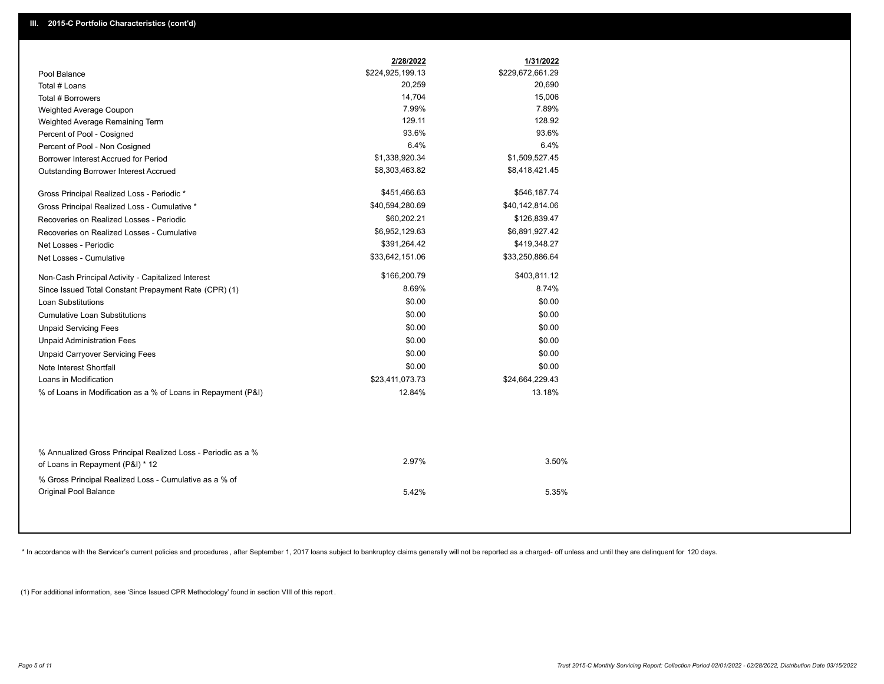## III. 2015-C Portfolio Characteristics (cont'd)

| | 2/28/2022 | 1/31/2022 |
|---|---|---|
| Pool Balance | $224,925,199.13 | $229,672,661.29 |
| Total # Loans | 20,259 | 20,690 |
| Total # Borrowers | 14,704 | 15,006 |
| Weighted Average Coupon | 7.99% | 7.89% |
| Weighted Average Remaining Term | 129.11 | 128.92 |
| Percent of Pool - Cosigned | 93.6% | 93.6% |
| Percent of Pool - Non Cosigned | 6.4% | 6.4% |
| Borrower Interest Accrued for Period | $1,338,920.34 | $1,509,527.45 |
| Outstanding Borrower Interest Accrued | $8,303,463.82 | $8,418,421.45 |
| Gross Principal Realized Loss - Periodic * | $451,466.63 | $546,187.74 |
| Gross Principal Realized Loss - Cumulative * | $40,594,280.69 | $40,142,814.06 |
| Recoveries on Realized Losses - Periodic | $60,202.21 | $126,839.47 |
| Recoveries on Realized Losses - Cumulative | $6,952,129.63 | $6,891,927.42 |
| Net Losses - Periodic | $391,264.42 | $419,348.27 |
| Net Losses - Cumulative | $33,642,151.06 | $33,250,886.64 |
| Non-Cash Principal Activity - Capitalized Interest | $166,200.79 | $403,811.12 |
| Since Issued Total Constant Prepayment Rate (CPR) (1) | 8.69% | 8.74% |
| Loan Substitutions | $0.00 | $0.00 |
| Cumulative Loan Substitutions | $0.00 | $0.00 |
| Unpaid Servicing Fees | $0.00 | $0.00 |
| Unpaid Administration Fees | $0.00 | $0.00 |
| Unpaid Carryover Servicing Fees | $0.00 | $0.00 |
| Note Interest Shortfall | $0.00 | $0.00 |
| Loans in Modification | $23,411,073.73 | $24,664,229.43 |
| % of Loans in Modification as a % of Loans in Repayment (P&I) | 12.84% | 13.18% |
| % Annualized Gross Principal Realized Loss - Periodic as a % of Loans in Repayment (P&I) * 12 | 2.97% | 3.50% |
| % Gross Principal Realized Loss - Cumulative as a % of Original Pool Balance | 5.42% | 5.35% |

* In accordance with the Servicer's current policies and procedures, after September 1, 2017 loans subject to bankruptcy claims generally will not be reported as a charged- off unless and until they are delinquent for 120 days.

(1) For additional information, see 'Since Issued CPR Methodology' found in section VIII of this report .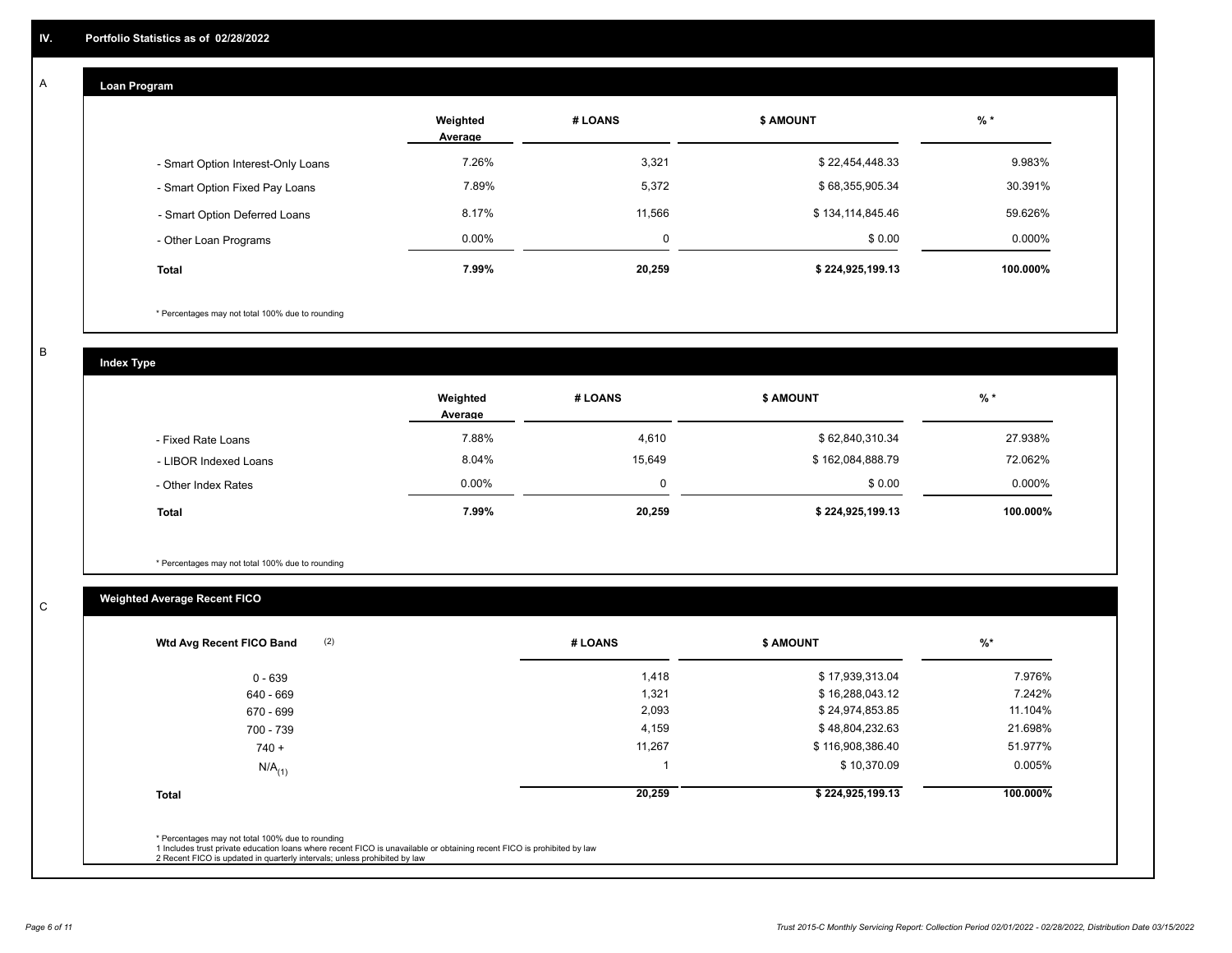## IV. Portfolio Statistics as of 02/28/2022

### A Loan Program

| | Weighted Average | # LOANS | $ AMOUNT | % * |
|---|---|---|---|---|
| - Smart Option Interest-Only Loans | 7.26% | 3,321 | $ 22,454,448.33 | 9.983% |
| - Smart Option Fixed Pay Loans | 7.89% | 5,372 | $ 68,355,905.34 | 30.391% |
| - Smart Option Deferred Loans | 8.17% | 11,566 | $ 134,114,845.46 | 59.626% |
| - Other Loan Programs | 0.00% | 0 | $ 0.00 | 0.000% |
| **Total** | **7.99%** | **20,259** | **$ 224,925,199.13** | **100.000%** |

* Percentages may not total 100% due to rounding

### B Index Type

| | Weighted Average | # LOANS | $ AMOUNT | % * |
|---|---|---|---|---|
| - Fixed Rate Loans | 7.88% | 4,610 | $ 62,840,310.34 | 27.938% |
| - LIBOR Indexed Loans | 8.04% | 15,649 | $ 162,084,888.79 | 72.062% |
| - Other Index Rates | 0.00% | 0 | $ 0.00 | 0.000% |
| **Total** | **7.99%** | **20,259** | **$ 224,925,199.13** | **100.000%** |

* Percentages may not total 100% due to rounding

### C Weighted Average Recent FICO

| Wtd Avg Recent FICO Band (2) | # LOANS | $ AMOUNT | %* |
|---|---|---|---|
| 0 - 639 | 1,418 | $ 17,939,313.04 | 7.976% |
| 640 - 669 | 1,321 | $ 16,288,043.12 | 7.242% |
| 670 - 699 | 2,093 | $ 24,974,853.85 | 11.104% |
| 700 - 739 | 4,159 | $ 48,804,232.63 | 21.698% |
| 740 + | 11,267 | $ 116,908,386.40 | 51.977% |
| N/A(1) | 1 | $ 10,370.09 | 0.005% |
| **Total** | **20,259** | **$ 224,925,199.13** | **100.000%** |

* Percentages may not total 100% due to rounding
1 Includes trust private education loans where recent FICO is unavailable or obtaining recent FICO is prohibited by law
2 Recent FICO is updated in quarterly intervals; unless prohibited by law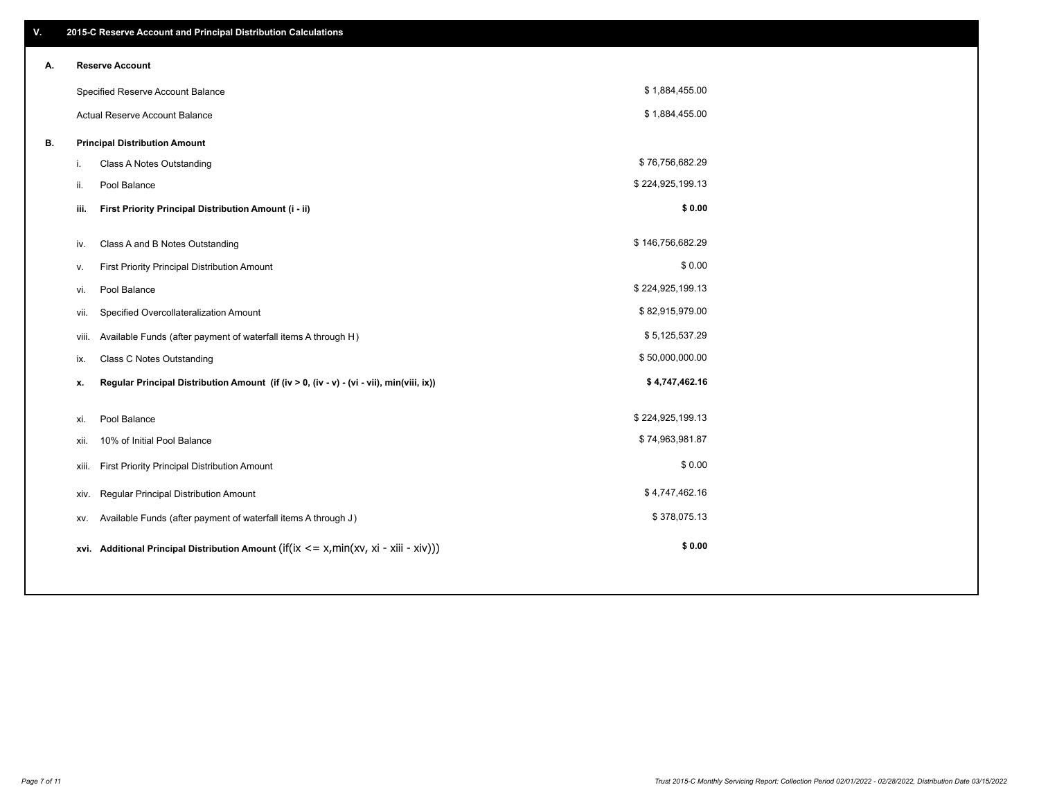## V. 2015-C Reserve Account and Principal Distribution Calculations

| | | |
|---|---|---|
| **A.** | **Reserve Account** | |
| | Specified Reserve Account Balance | $ 1,884,455.00 |
| | Actual Reserve Account Balance | $ 1,884,455.00 |
| **B.** | **Principal Distribution Amount** | |
| | i. Class A Notes Outstanding | $ 76,756,682.29 |
| | ii. Pool Balance | $ 224,925,199.13 |
| | **iii. First Priority Principal Distribution Amount (i - ii)** | **$ 0.00** |
| | iv. Class A and B Notes Outstanding | $ 146,756,682.29 |
| | v. First Priority Principal Distribution Amount | $ 0.00 |
| | vi. Pool Balance | $ 224,925,199.13 |
| | vii. Specified Overcollateralization Amount | $ 82,915,979.00 |
| | viii. Available Funds (after payment of waterfall items A through H) | $ 5,125,537.29 |
| | ix. Class C Notes Outstanding | $ 50,000,000.00 |
| | **x. Regular Principal Distribution Amount (if (iv > 0, (iv - v) - (vi - vii), min(viii, ix))** | **$ 4,747,462.16** |
| | xi. Pool Balance | $ 224,925,199.13 |
| | xii. 10% of Initial Pool Balance | $ 74,963,981.87 |
| | xiii. First Priority Principal Distribution Amount | $ 0.00 |
| | xiv. Regular Principal Distribution Amount | $ 4,747,462.16 |
| | xv. Available Funds (after payment of waterfall items A through J) | $ 378,075.13 |
| | **xvi. Additional Principal Distribution Amount** (if(ix <= x,min(xv, xi - xiii - xiv))) | **$ 0.00** |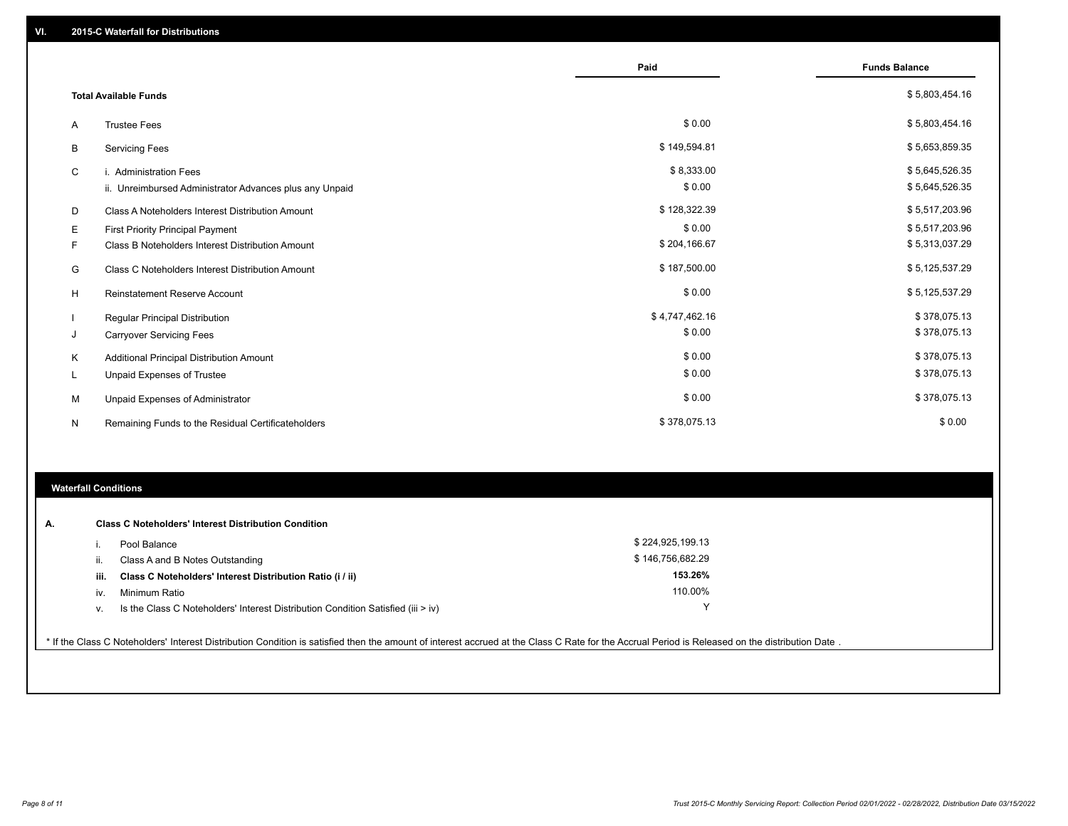## VI. 2015-C Waterfall for Distributions

| | | Paid | Funds Balance |
|---|---|---|---|
| | **Total Available Funds** | | $ 5,803,454.16 |
| A | Trustee Fees | $ 0.00 | $ 5,803,454.16 |
| B | Servicing Fees | $ 149,594.81 | $ 5,653,859.35 |
| C | i. Administration Fees | $ 8,333.00 | $ 5,645,526.35 |
| | ii. Unreimbursed Administrator Advances plus any Unpaid | $ 0.00 | $ 5,645,526.35 |
| D | Class A Noteholders Interest Distribution Amount | $ 128,322.39 | $ 5,517,203.96 |
| E | First Priority Principal Payment | $ 0.00 | $ 5,517,203.96 |
| F | Class B Noteholders Interest Distribution Amount | $ 204,166.67 | $ 5,313,037.29 |
| G | Class C Noteholders Interest Distribution Amount | $ 187,500.00 | $ 5,125,537.29 |
| H | Reinstatement Reserve Account | $ 0.00 | $ 5,125,537.29 |
| I | Regular Principal Distribution | $ 4,747,462.16 | $ 378,075.13 |
| J | Carryover Servicing Fees | $ 0.00 | $ 378,075.13 |
| K | Additional Principal Distribution Amount | $ 0.00 | $ 378,075.13 |
| L | Unpaid Expenses of Trustee | $ 0.00 | $ 378,075.13 |
| M | Unpaid Expenses of Administrator | $ 0.00 | $ 378,075.13 |
| N | Remaining Funds to the Residual Certificateholders | $ 378,075.13 | $ 0.00 |

### Waterfall Conditions

| | | |
|---|---|---|
| **A.** | **Class C Noteholders' Interest Distribution Condition** | |
| i. | Pool Balance | $ 224,925,199.13 |
| ii. | Class A and B Notes Outstanding | $ 146,756,682.29 |
| **iii.** | **Class C Noteholders' Interest Distribution Ratio (i / ii)** | **153.26%** |
| iv. | Minimum Ratio | 110.00% |
| v. | Is the Class C Noteholders' Interest Distribution Condition Satisfied (iii > iv) | Y |

* If the Class C Noteholders' Interest Distribution Condition is satisfied then the amount of interest accrued at the Class C Rate for the Accrual Period is Released on the distribution Date .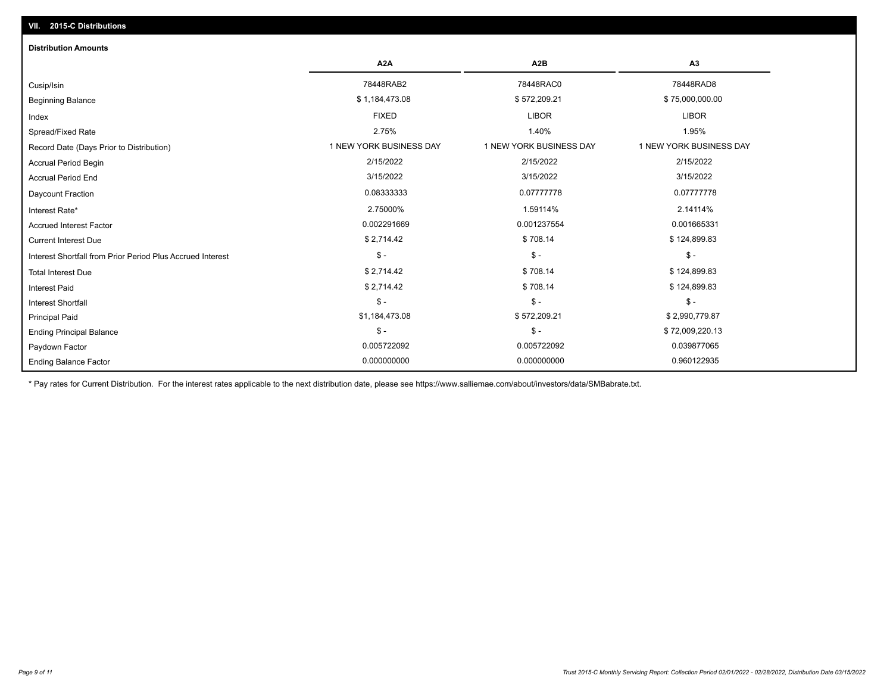## VII. 2015-C Distributions

### Distribution Amounts

| | A2A | A2B | A3 |
|---|---|---|---|
| Cusip/Isin | 78448RAB2 | 78448RAC0 | 78448RAD8 |
| Beginning Balance | $ 1,184,473.08 | $ 572,209.21 | $ 75,000,000.00 |
| Index | FIXED | LIBOR | LIBOR |
| Spread/Fixed Rate | 2.75% | 1.40% | 1.95% |
| Record Date (Days Prior to Distribution) | 1 NEW YORK BUSINESS DAY | 1 NEW YORK BUSINESS DAY | 1 NEW YORK BUSINESS DAY |
| Accrual Period Begin | 2/15/2022 | 2/15/2022 | 2/15/2022 |
| Accrual Period End | 3/15/2022 | 3/15/2022 | 3/15/2022 |
| Daycount Fraction | 0.08333333 | 0.07777778 | 0.07777778 |
| Interest Rate* | 2.75000% | 1.59114% | 2.14114% |
| Accrued Interest Factor | 0.002291669 | 0.001237554 | 0.001665331 |
| Current Interest Due | $ 2,714.42 | $ 708.14 | $ 124,899.83 |
| Interest Shortfall from Prior Period Plus Accrued Interest | $ - | $ - | $ - |
| Total Interest Due | $ 2,714.42 | $ 708.14 | $ 124,899.83 |
| Interest Paid | $ 2,714.42 | $ 708.14 | $ 124,899.83 |
| Interest Shortfall | $ - | $ - | $ - |
| Principal Paid | $1,184,473.08 | $ 572,209.21 | $ 2,990,779.87 |
| Ending Principal Balance | $ - | $ - | $ 72,009,220.13 |
| Paydown Factor | 0.005722092 | 0.005722092 | 0.039877065 |
| Ending Balance Factor | 0.000000000 | 0.000000000 | 0.960122935 |

* Pay rates for Current Distribution. For the interest rates applicable to the next distribution date, please see https://www.salliemae.com/about/investors/data/SMBabrate.txt.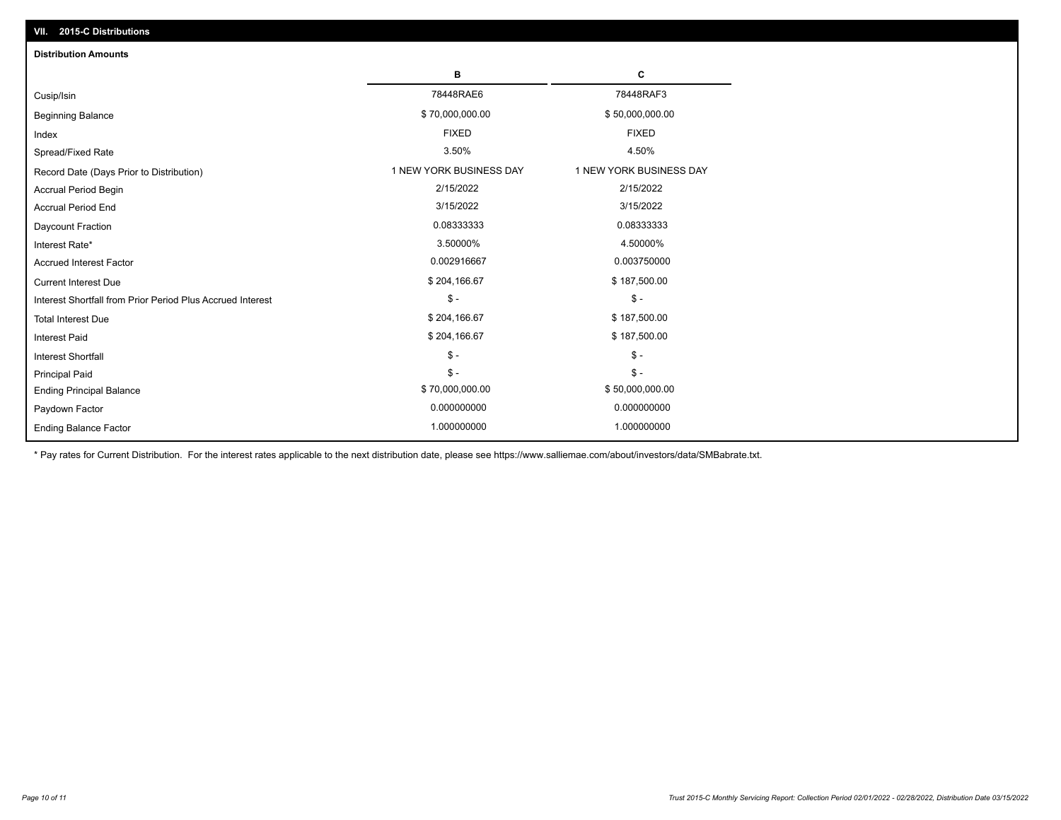## VII. 2015-C Distributions

### Distribution Amounts

| | B | C |
|---|---|---|
| Cusip/Isin | 78448RAE6 | 78448RAF3 |
| Beginning Balance | $ 70,000,000.00 | $ 50,000,000.00 |
| Index | FIXED | FIXED |
| Spread/Fixed Rate | 3.50% | 4.50% |
| Record Date (Days Prior to Distribution) | 1 NEW YORK BUSINESS DAY | 1 NEW YORK BUSINESS DAY |
| Accrual Period Begin | 2/15/2022 | 2/15/2022 |
| Accrual Period End | 3/15/2022 | 3/15/2022 |
| Daycount Fraction | 0.08333333 | 0.08333333 |
| Interest Rate* | 3.50000% | 4.50000% |
| Accrued Interest Factor | 0.002916667 | 0.003750000 |
| Current Interest Due | $ 204,166.67 | $ 187,500.00 |
| Interest Shortfall from Prior Period Plus Accrued Interest | $ - | $ - |
| Total Interest Due | $ 204,166.67 | $ 187,500.00 |
| Interest Paid | $ 204,166.67 | $ 187,500.00 |
| Interest Shortfall | $ - | $ - |
| Principal Paid | $ - | $ - |
| Ending Principal Balance | $ 70,000,000.00 | $ 50,000,000.00 |
| Paydown Factor | 0.000000000 | 0.000000000 |
| Ending Balance Factor | 1.000000000 | 1.000000000 |

* Pay rates for Current Distribution. For the interest rates applicable to the next distribution date, please see https://www.salliemae.com/about/investors/data/SMBabrate.txt.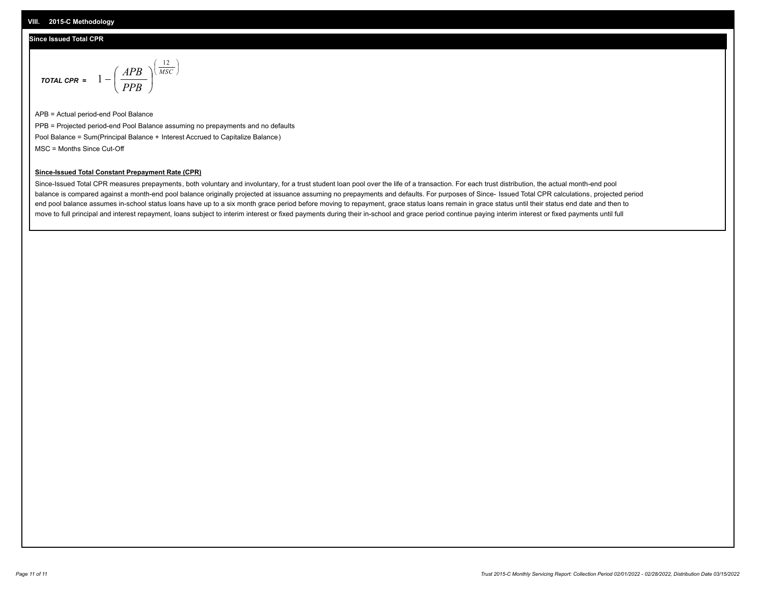## VIII. 2015-C Methodology

### Since Issued Total CPR

$$\textit{TOTAL CPR} = 1 - \left(\frac{APB}{PPB}\right)^{\left(\frac{12}{MSC}\right)}$$

APB = Actual period-end Pool Balance

PPB = Projected period-end Pool Balance assuming no prepayments and no defaults

Pool Balance = Sum(Principal Balance + Interest Accrued to Capitalize Balance)

MSC = Months Since Cut-Off

**Since-Issued Total Constant Prepayment Rate (CPR)**

Since-Issued Total CPR measures prepayments, both voluntary and involuntary, for a trust student loan pool over the life of a transaction. For each trust distribution, the actual month-end pool balance is compared against a month-end pool balance originally projected at issuance assuming no prepayments and defaults. For purposes of Since- Issued Total CPR calculations, projected period end pool balance assumes in-school status loans have up to a six month grace period before moving to repayment, grace status loans remain in grace status until their status end date and then to move to full principal and interest repayment, loans subject to interim interest or fixed payments during their in-school and grace period continue paying interim interest or fixed payments until full